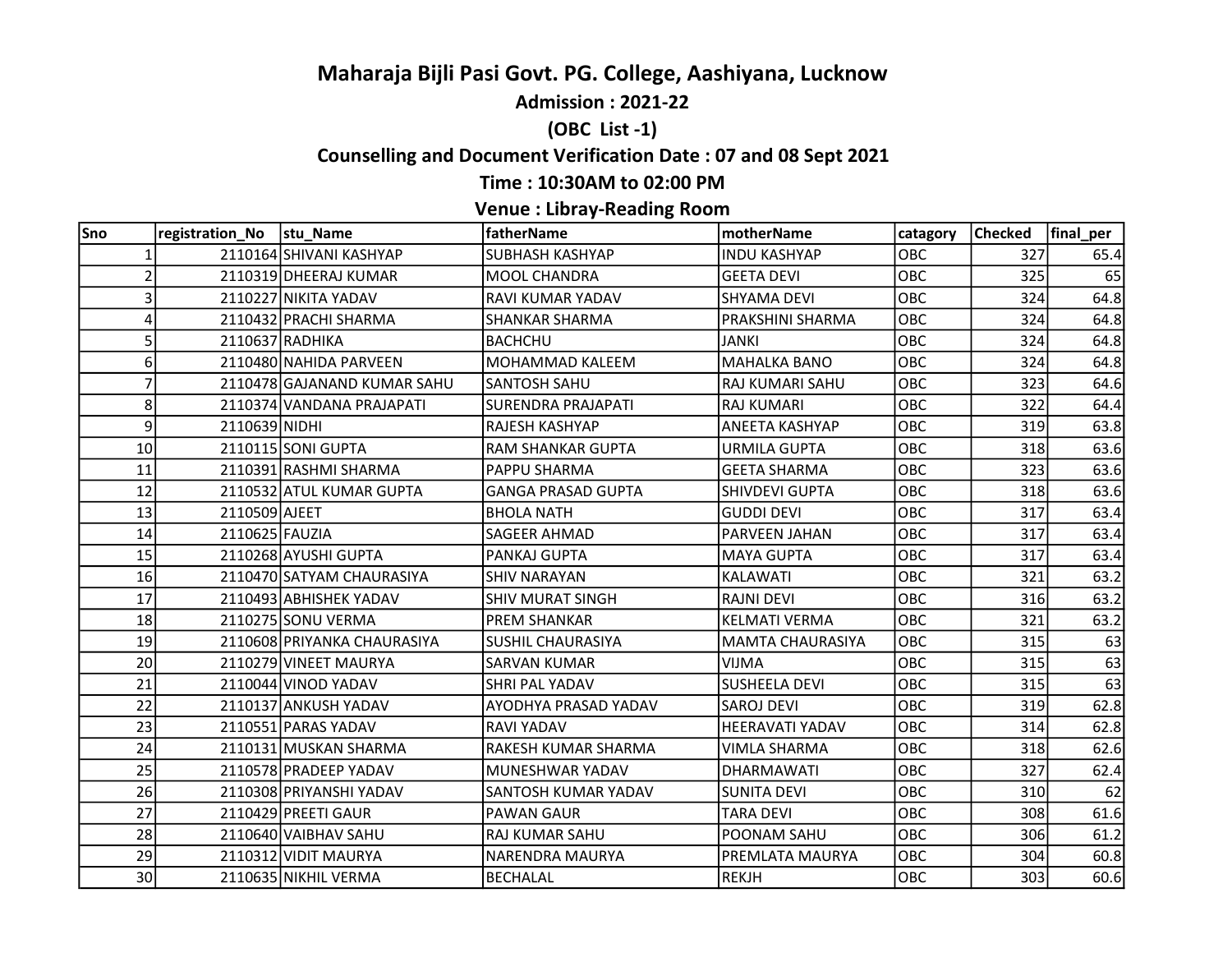# Maharaja Bijli Pasi Govt. PG. College, Aashiyana, Lucknow

## Admission : 2021-22

## (OBC List -1)

## Counselling and Document Verification Date : 07 and 08 Sept 2021

## Time : 10:30AM to 02:00 PM

## Venue : Libray-Reading Room

| Sno | registration_No | stu_Name | fatherName | motherName | catagory | Checked | final_per |
|---|---|---|---|---|---|---|---|
| 1 | 2110164 | SHIVANI KASHYAP | SUBHASH KASHYAP | INDU KASHYAP | OBC | 327 | 65.4 |
| 2 | 2110319 | DHEERAJ KUMAR | MOOL CHANDRA | GEETA DEVI | OBC | 325 | 65 |
| 3 | 2110227 | NIKITA YADAV | RAVI KUMAR YADAV | SHYAMA DEVI | OBC | 324 | 64.8 |
| 4 | 2110432 | PRACHI SHARMA | SHANKAR SHARMA | PRAKSHINI SHARMA | OBC | 324 | 64.8 |
| 5 | 2110637 | RADHIKA | BACHCHU | JANKI | OBC | 324 | 64.8 |
| 6 | 2110480 | NAHIDA PARVEEN | MOHAMMAD KALEEM | MAHALKA BANO | OBC | 324 | 64.8 |
| 7 | 2110478 | GAJANAND KUMAR SAHU | SANTOSH SAHU | RAJ KUMARI SAHU | OBC | 323 | 64.6 |
| 8 | 2110374 | VANDANA PRAJAPATI | SURENDRA PRAJAPATI | RAJ KUMARI | OBC | 322 | 64.4 |
| 9 | 2110639 | NIDHI | RAJESH KASHYAP | ANEETA KASHYAP | OBC | 319 | 63.8 |
| 10 | 2110115 | SONI GUPTA | RAM SHANKAR GUPTA | URMILA GUPTA | OBC | 318 | 63.6 |
| 11 | 2110391 | RASHMI SHARMA | PAPPU SHARMA | GEETA SHARMA | OBC | 323 | 63.6 |
| 12 | 2110532 | ATUL KUMAR GUPTA | GANGA PRASAD GUPTA | SHIVDEVI GUPTA | OBC | 318 | 63.6 |
| 13 | 2110509 | AJEET | BHOLA NATH | GUDDI DEVI | OBC | 317 | 63.4 |
| 14 | 2110625 | FAUZIA | SAGEER AHMAD | PARVEEN JAHAN | OBC | 317 | 63.4 |
| 15 | 2110268 | AYUSHI GUPTA | PANKAJ GUPTA | MAYA GUPTA | OBC | 317 | 63.4 |
| 16 | 2110470 | SATYAM CHAURASIYA | SHIV NARAYAN | KALAWATI | OBC | 321 | 63.2 |
| 17 | 2110493 | ABHISHEK YADAV | SHIV MURAT SINGH | RAJNI DEVI | OBC | 316 | 63.2 |
| 18 | 2110275 | SONU VERMA | PREM SHANKAR | KELMATI VERMA | OBC | 321 | 63.2 |
| 19 | 2110608 | PRIYANKA CHAURASIYA | SUSHIL CHAURASIYA | MAMTA CHAURASIYA | OBC | 315 | 63 |
| 20 | 2110279 | VINEET MAURYA | SARVAN KUMAR | VIJMA | OBC | 315 | 63 |
| 21 | 2110044 | VINOD YADAV | SHRI PAL YADAV | SUSHEELA DEVI | OBC | 315 | 63 |
| 22 | 2110137 | ANKUSH YADAV | AYODHYA PRASAD YADAV | SAROJ DEVI | OBC | 319 | 62.8 |
| 23 | 2110551 | PARAS YADAV | RAVI YADAV | HEERAVATI YADAV | OBC | 314 | 62.8 |
| 24 | 2110131 | MUSKAN SHARMA | RAKESH KUMAR SHARMA | VIMLA SHARMA | OBC | 318 | 62.6 |
| 25 | 2110578 | PRADEEP YADAV | MUNESHWAR YADAV | DHARMAWATI | OBC | 327 | 62.4 |
| 26 | 2110308 | PRIYANSHI YADAV | SANTOSH KUMAR YADAV | SUNITA DEVI | OBC | 310 | 62 |
| 27 | 2110429 | PREETI GAUR | PAWAN GAUR | TARA DEVI | OBC | 308 | 61.6 |
| 28 | 2110640 | VAIBHAV SAHU | RAJ KUMAR SAHU | POONAM SAHU | OBC | 306 | 61.2 |
| 29 | 2110312 | VIDIT MAURYA | NARENDRA MAURYA | PREMLATA MAURYA | OBC | 304 | 60.8 |
| 30 | 2110635 | NIKHIL VERMA | BECHALAL | REKJH | OBC | 303 | 60.6 |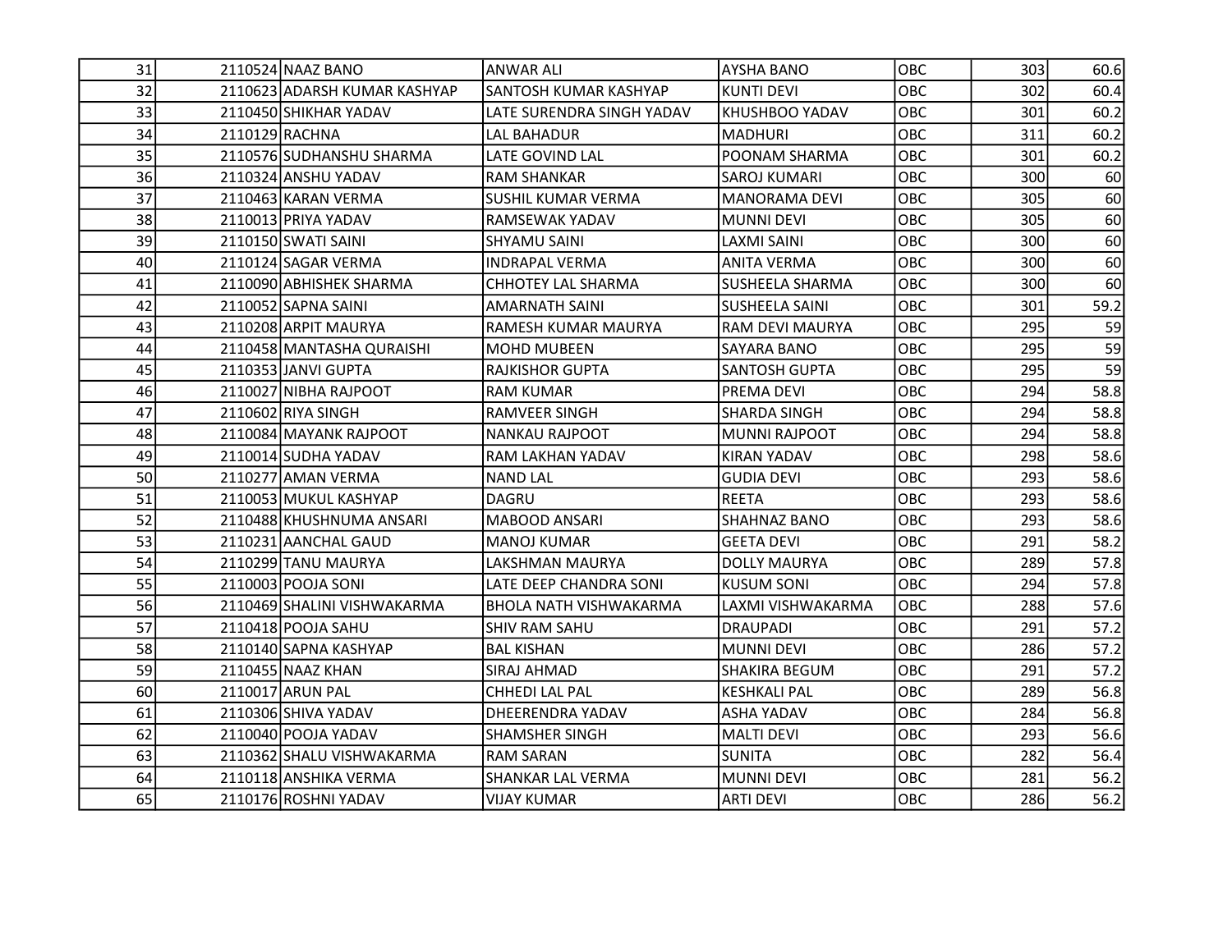| | | | | | | | |
|---|---|---|---|---|---|---|---|
| 31 | 2110524 | NAAZ BANO | ANWAR ALI | AYSHA BANO | OBC | 303 | 60.6 |
| 32 | 2110623 | ADARSH KUMAR KASHYAP | SANTOSH KUMAR KASHYAP | KUNTI DEVI | OBC | 302 | 60.4 |
| 33 | 2110450 | SHIKHAR YADAV | LATE SURENDRA SINGH YADAV | KHUSHBOO YADAV | OBC | 301 | 60.2 |
| 34 | 2110129 | RACHNA | LAL BAHADUR | MADHURI | OBC | 311 | 60.2 |
| 35 | 2110576 | SUDHANSHU SHARMA | LATE GOVIND LAL | POONAM SHARMA | OBC | 301 | 60.2 |
| 36 | 2110324 | ANSHU YADAV | RAM SHANKAR | SAROJ KUMARI | OBC | 300 | 60 |
| 37 | 2110463 | KARAN VERMA | SUSHIL KUMAR VERMA | MANORAMA DEVI | OBC | 305 | 60 |
| 38 | 2110013 | PRIYA YADAV | RAMSEWAK YADAV | MUNNI DEVI | OBC | 305 | 60 |
| 39 | 2110150 | SWATI SAINI | SHYAMU SAINI | LAXMI SAINI | OBC | 300 | 60 |
| 40 | 2110124 | SAGAR VERMA | INDRAPAL VERMA | ANITA VERMA | OBC | 300 | 60 |
| 41 | 2110090 | ABHISHEK SHARMA | CHHOTEY LAL SHARMA | SUSHEELA SHARMA | OBC | 300 | 60 |
| 42 | 2110052 | SAPNA SAINI | AMARNATH SAINI | SUSHEELA SAINI | OBC | 301 | 59.2 |
| 43 | 2110208 | ARPIT MAURYA | RAMESH KUMAR MAURYA | RAM DEVI MAURYA | OBC | 295 | 59 |
| 44 | 2110458 | MANTASHA QURAISHI | MOHD MUBEEN | SAYARA BANO | OBC | 295 | 59 |
| 45 | 2110353 | JANVI GUPTA | RAJKISHOR GUPTA | SANTOSH GUPTA | OBC | 295 | 59 |
| 46 | 2110027 | NIBHA RAJPOOT | RAM KUMAR | PREMA DEVI | OBC | 294 | 58.8 |
| 47 | 2110602 | RIYA SINGH | RAMVEER SINGH | SHARDA SINGH | OBC | 294 | 58.8 |
| 48 | 2110084 | MAYANK RAJPOOT | NANKAU RAJPOOT | MUNNI RAJPOOT | OBC | 294 | 58.8 |
| 49 | 2110014 | SUDHA YADAV | RAM LAKHAN YADAV | KIRAN YADAV | OBC | 298 | 58.6 |
| 50 | 2110277 | AMAN VERMA | NAND LAL | GUDIA DEVI | OBC | 293 | 58.6 |
| 51 | 2110053 | MUKUL KASHYAP | DAGRU | REETA | OBC | 293 | 58.6 |
| 52 | 2110488 | KHUSHNUMA ANSARI | MABOOD ANSARI | SHAHNAZ BANO | OBC | 293 | 58.6 |
| 53 | 2110231 | AANCHAL GAUD | MANOJ KUMAR | GEETA DEVI | OBC | 291 | 58.2 |
| 54 | 2110299 | TANU MAURYA | LAKSHMAN MAURYA | DOLLY MAURYA | OBC | 289 | 57.8 |
| 55 | 2110003 | POOJA SONI | LATE DEEP CHANDRA SONI | KUSUM SONI | OBC | 294 | 57.8 |
| 56 | 2110469 | SHALINI VISHWAKARMA | BHOLA NATH VISHWAKARMA | LAXMI VISHWAKARMA | OBC | 288 | 57.6 |
| 57 | 2110418 | POOJA SAHU | SHIV RAM SAHU | DRAUPADI | OBC | 291 | 57.2 |
| 58 | 2110140 | SAPNA KASHYAP | BAL KISHAN | MUNNI DEVI | OBC | 286 | 57.2 |
| 59 | 2110455 | NAAZ KHAN | SIRAJ AHMAD | SHAKIRA BEGUM | OBC | 291 | 57.2 |
| 60 | 2110017 | ARUN PAL | CHHEDI LAL PAL | KESHKALI PAL | OBC | 289 | 56.8 |
| 61 | 2110306 | SHIVA YADAV | DHEERENDRA YADAV | ASHA YADAV | OBC | 284 | 56.8 |
| 62 | 2110040 | POOJA YADAV | SHAMSHER SINGH | MALTI DEVI | OBC | 293 | 56.6 |
| 63 | 2110362 | SHALU VISHWAKARMA | RAM SARAN | SUNITA | OBC | 282 | 56.4 |
| 64 | 2110118 | ANSHIKA VERMA | SHANKAR LAL VERMA | MUNNI DEVI | OBC | 281 | 56.2 |
| 65 | 2110176 | ROSHNI YADAV | VIJAY KUMAR | ARTI DEVI | OBC | 286 | 56.2 |